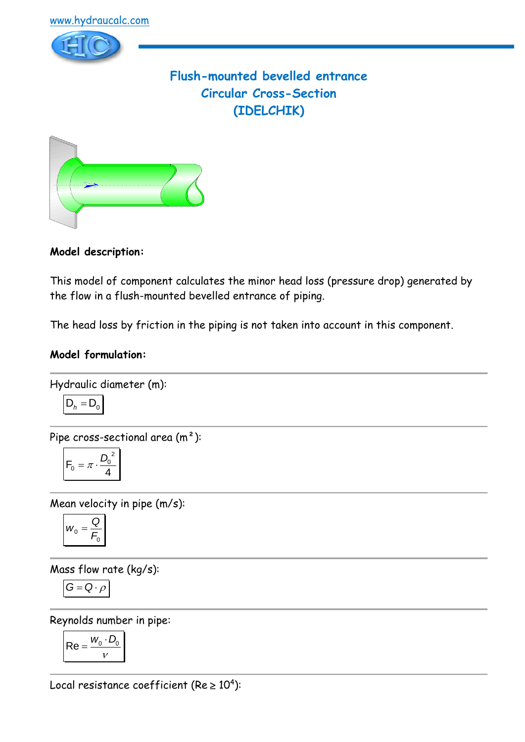www.hydraucalc.com

# Flush-mounted bevelled entrance
## Circular Cross-Section
## (IDELCHIK)

**Model description:**

This model of component calculates the minor head loss (pressure drop) generated by the flow in a flush-mounted bevelled entrance of piping.

The head loss by friction in the piping is not taken into account in this component.

**Model formulation:**

---

Hydraulic diameter (m):

$$D_h = D_0$$

---

Pipe cross-sectional area (m²):

$$F_0 = \pi \cdot \frac{D_0^2}{4}$$

---

Mean velocity in pipe (m/s):

$$w_0 = \frac{Q}{F_0}$$

---

Mass flow rate (kg/s):

$$G = Q \cdot \rho$$

---

Reynolds number in pipe:

$$\mathrm{Re} = \frac{w_0 \cdot D_0}{\nu}$$

---

Local resistance coefficient ($\mathrm{Re} \geq 10^4$):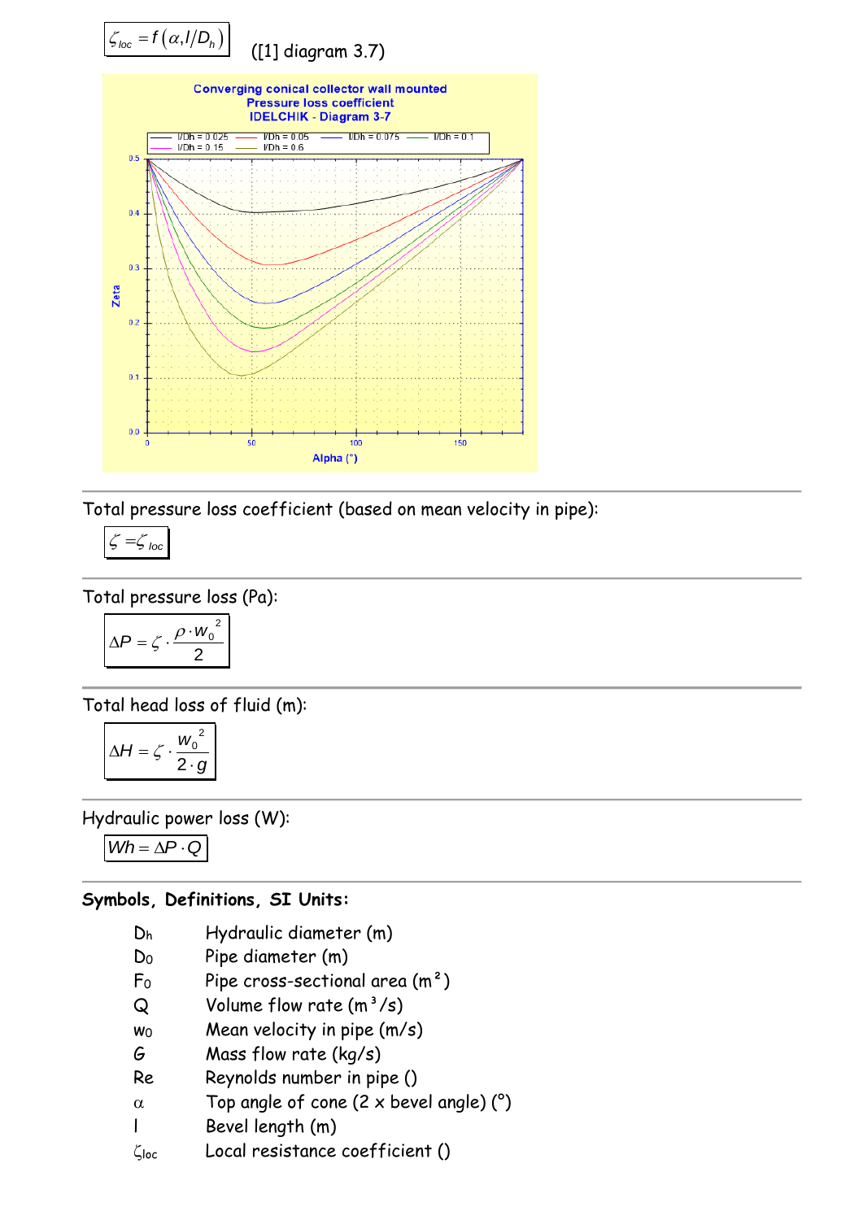$$\zeta_{loc} = f\left(\alpha, l/D_h\right)$$

([1] diagram 3.7)

Converging conical collector wall mounted
Pressure loss coefficient
IDELCHIK - Diagram 3-7

---

Total pressure loss coefficient (based on mean velocity in pipe):

$$\zeta = \zeta_{loc}$$

---

Total pressure loss (Pa):

$$\Delta P = \zeta \cdot \frac{\rho \cdot w_0^{\ 2}}{2}$$

---

Total head loss of fluid (m):

$$\Delta H = \zeta \cdot \frac{w_0^{\ 2}}{2 \cdot g}$$

---

Hydraulic power loss (W):

$$Wh = \Delta P \cdot Q$$

---

**Symbols, Definitions, SI Units:**

- $D_h$ Hydraulic diameter (m)
- $D_0$ Pipe diameter (m)
- $F_0$ Pipe cross-sectional area (m²)
- $Q$ Volume flow rate (m³/s)
- $w_0$ Mean velocity in pipe (m/s)
- $G$ Mass flow rate (kg/s)
- $Re$ Reynolds number in pipe ()
- $\alpha$ Top angle of cone (2 x bevel angle) (°)
- $l$ Bevel length (m)
- $\zeta_{loc}$ Local resistance coefficient ()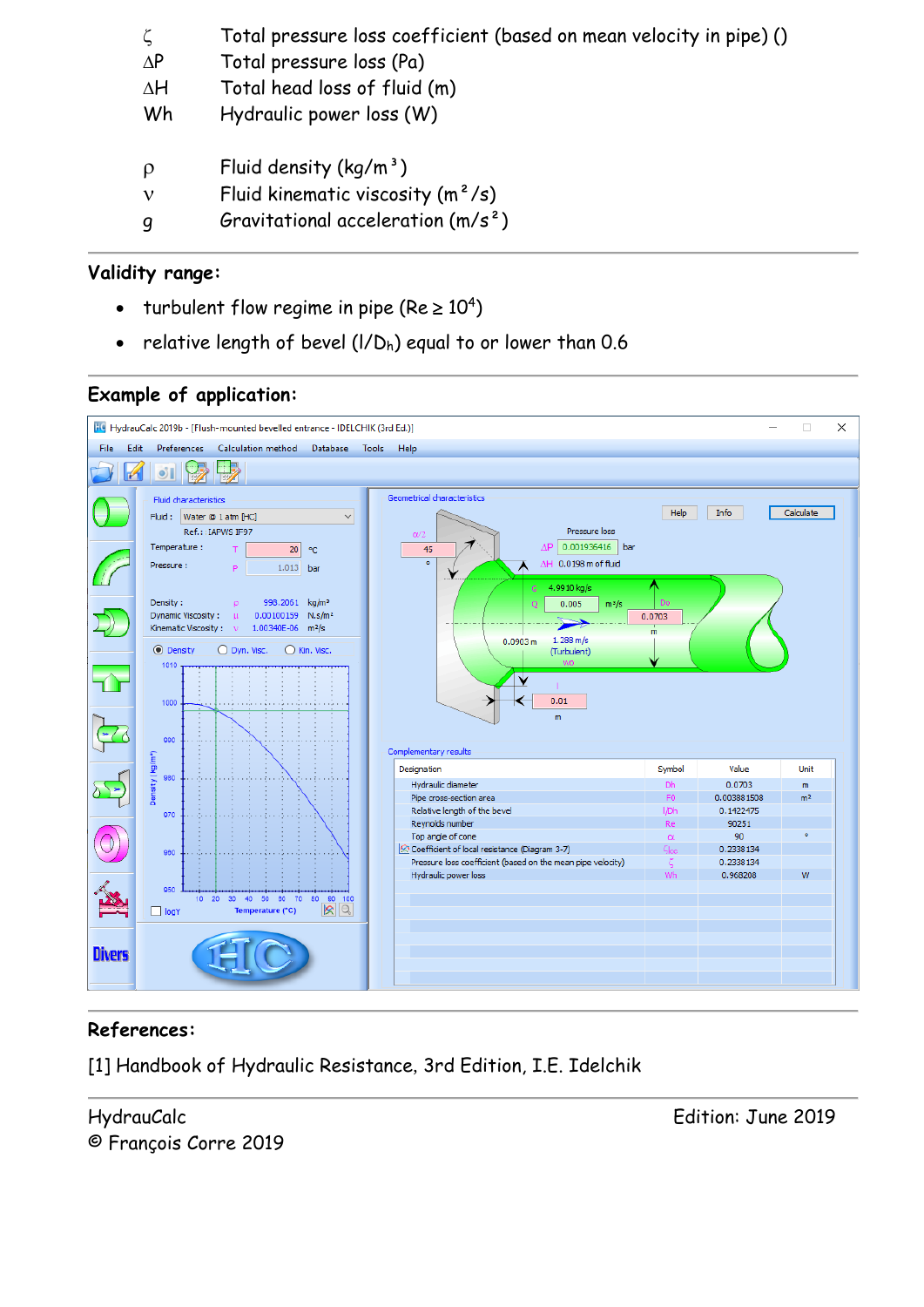| | |
|---|---|
| $\zeta$ | Total pressure loss coefficient (based on mean velocity in pipe) () |
| $\Delta P$ | Total pressure loss (Pa) |
| $\Delta H$ | Total head loss of fluid (m) |
| Wh | Hydraulic power loss (W) |
| $\rho$ | Fluid density (kg/m³) |
| $\nu$ | Fluid kinematic viscosity (m²/s) |
| g | Gravitational acceleration (m/s²) |

## Validity range:

- turbulent flow regime in pipe ($Re \geq 10^4$)
- relative length of bevel ($l/D_h$) equal to or lower than 0.6

## Example of application:

## References:

[1] Handbook of Hydraulic Resistance, 3rd Edition, I.E. Idelchik

HydrauCalc
© François Corre 2019

Edition: June 2019